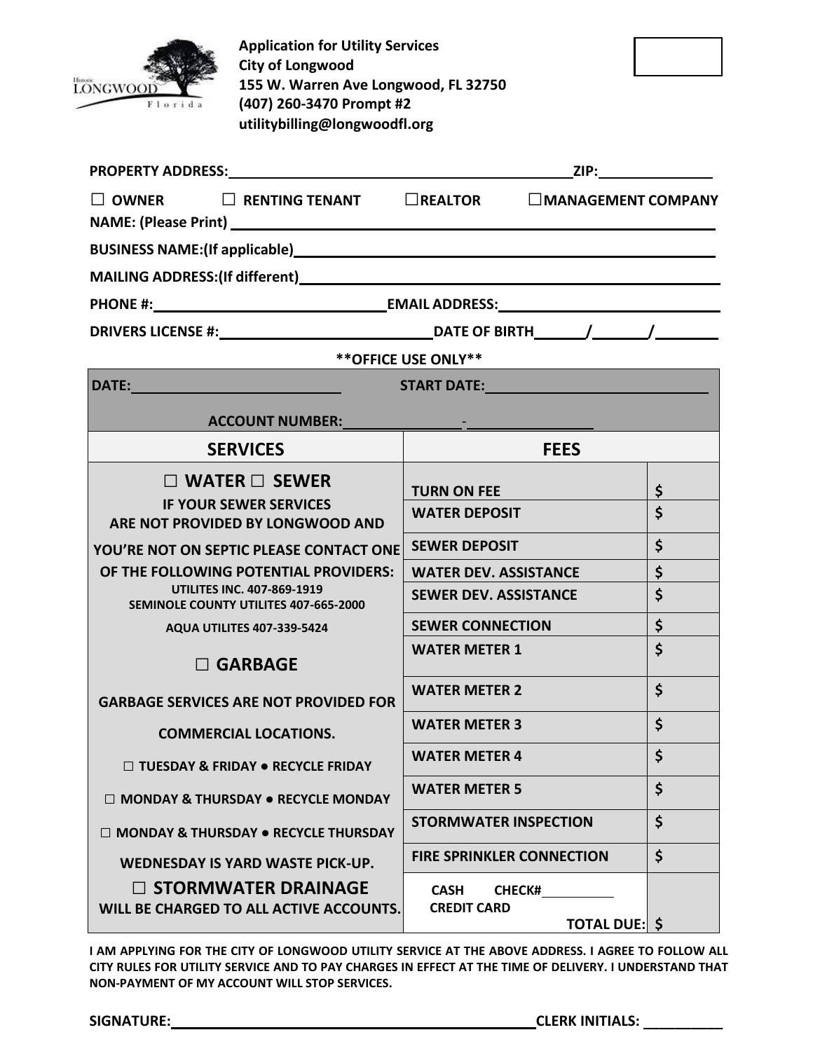**Application for Utility Services**
**City of Longwood**
**155 W. Warren Ave Longwood, FL 32750**
**(407) 260-3470 Prompt #2**
**utilitybilling@longwoodfl.org**

**PROPERTY ADDRESS:** ____________________ **ZIP:** __________

☐ **OWNER** ☐ **RENTING TENANT** ☐ **REALTOR** ☐ **MANAGEMENT COMPANY**

**NAME: (Please Print)** ____________________

**BUSINESS NAME:(If applicable)** ____________________

**MAILING ADDRESS:(If different)** ____________________

**PHONE #:** ____________________ **EMAIL ADDRESS:** ____________________

**DRIVERS LICENSE #:** ____________________ **DATE OF BIRTH** ____/____/____

****OFFICE USE ONLY****

**DATE:** ____________________ **START DATE:** ____________________

**ACCOUNT NUMBER:** __________-__________

| SERVICES | FEES | |
|---|---|---|
| ☐ **WATER** ☐ **SEWER** | **TURN ON FEE** | $ |
| **IF YOUR SEWER SERVICES ARE NOT PROVIDED BY LONGWOOD AND** | **WATER DEPOSIT** | $ |
| **YOU'RE NOT ON SEPTIC PLEASE CONTACT ONE** | **SEWER DEPOSIT** | $ |
| **OF THE FOLLOWING POTENTIAL PROVIDERS:** | **WATER DEV. ASSISTANCE** | $ |
| **UTILITES INC. 407-869-1919** **SEMINOLE COUNTY UTILITES 407-665-2000** | **SEWER DEV. ASSISTANCE** | $ |
| **AQUA UTILITES 407-339-5424** | **SEWER CONNECTION** | $ |
| ☐ **GARBAGE** | **WATER METER 1** | $ |
| **GARBAGE SERVICES ARE NOT PROVIDED FOR** | **WATER METER 2** | $ |
| **COMMERCIAL LOCATIONS.** | **WATER METER 3** | $ |
| ☐ **TUESDAY & FRIDAY ● RECYCLE FRIDAY** | **WATER METER 4** | $ |
| ☐ **MONDAY & THURSDAY ● RECYCLE MONDAY** | **WATER METER 5** | $ |
| ☐ **MONDAY & THURSDAY ● RECYCLE THURSDAY** | **STORMWATER INSPECTION** | $ |
| **WEDNESDAY IS YARD WASTE PICK-UP.** | **FIRE SPRINKLER CONNECTION** | $ |
| ☐ **STORMWATER DRAINAGE** **WILL BE CHARGED TO ALL ACTIVE ACCOUNTS.** | **CASH** **CHECK#** ______ **CREDIT CARD** **TOTAL DUE:** | $ |

**I AM APPLYING FOR THE CITY OF LONGWOOD UTILITY SERVICE AT THE ABOVE ADDRESS. I AGREE TO FOLLOW ALL CITY RULES FOR UTILITY SERVICE AND TO PAY CHARGES IN EFFECT AT THE TIME OF DELIVERY. I UNDERSTAND THAT NON-PAYMENT OF MY ACCOUNT WILL STOP SERVICES.**

**SIGNATURE:** ____________________ **CLERK INITIALS:** __________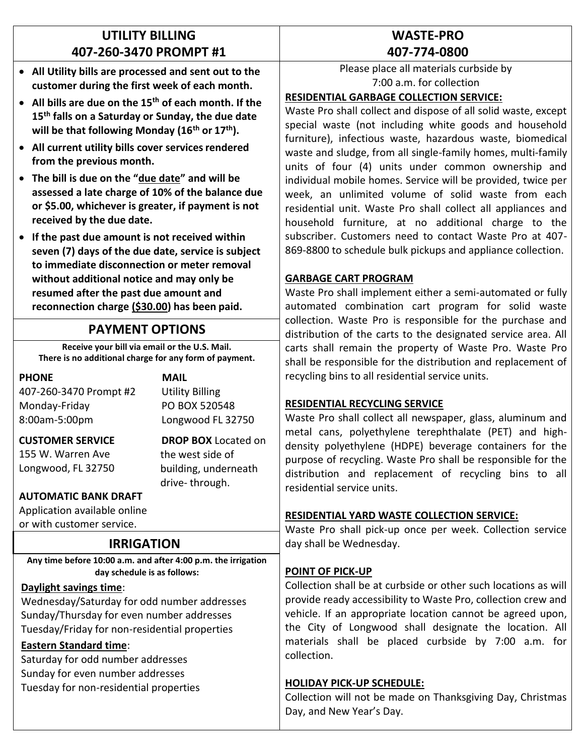## UTILITY BILLING
## 407-260-3470 PROMPT #1

- **All Utility bills are processed and sent out to the customer during the first week of each month.**
- **All bills are due on the 15th of each month. If the 15th falls on a Saturday or Sunday, the due date will be that following Monday (16th or 17th).**
- **All current utility bills cover services rendered from the previous month.**
- **The bill is due on the "due date" and will be assessed a late charge of 10% of the balance due or $5.00, whichever is greater, if payment is not received by the due date.**
- **If the past due amount is not received within seven (7) days of the due date, service is subject to immediate disconnection or meter removal without additional notice and may only be resumed after the past due amount and reconnection charge (\$30.00) has been paid.**

## PAYMENT OPTIONS

**Receive your bill via email or the U.S. Mail.**
**There is no additional charge for any form of payment.**

**PHONE**
407-260-3470 Prompt #2
Monday-Friday
8:00am-5:00pm

**MAIL**
Utility Billing
PO BOX 520548
Longwood FL 32750

**CUSTOMER SERVICE**
155 W. Warren Ave
Longwood, FL 32750

**DROP BOX** Located on the west side of building, underneath drive- through.

**AUTOMATIC BANK DRAFT**
Application available online or with customer service.

## IRRIGATION

**Any time before 10:00 a.m. and after 4:00 p.m. the irrigation day schedule is as follows:**

**Daylight savings time**:
Wednesday/Saturday for odd number addresses
Sunday/Thursday for even number addresses
Tuesday/Friday for non-residential properties

**Eastern Standard time**:
Saturday for odd number addresses
Sunday for even number addresses
Tuesday for non-residential properties

## WASTE-PRO
## 407-774-0800

Please place all materials curbside by 7:00 a.m. for collection

**RESIDENTIAL GARBAGE COLLECTION SERVICE:**
Waste Pro shall collect and dispose of all solid waste, except special waste (not including white goods and household furniture), infectious waste, hazardous waste, biomedical waste and sludge, from all single-family homes, multi-family units of four (4) units under common ownership and individual mobile homes. Service will be provided, twice per week, an unlimited volume of solid waste from each residential unit. Waste Pro shall collect all appliances and household furniture, at no additional charge to the subscriber. Customers need to contact Waste Pro at 407-869-8800 to schedule bulk pickups and appliance collection.

**GARBAGE CART PROGRAM**
Waste Pro shall implement either a semi-automated or fully automated combination cart program for solid waste collection. Waste Pro is responsible for the purchase and distribution of the carts to the designated service area. All carts shall remain the property of Waste Pro. Waste Pro shall be responsible for the distribution and replacement of recycling bins to all residential service units.

**RESIDENTIAL RECYCLING SERVICE**
Waste Pro shall collect all newspaper, glass, aluminum and metal cans, polyethylene terephthalate (PET) and high-density polyethylene (HDPE) beverage containers for the purpose of recycling. Waste Pro shall be responsible for the distribution and replacement of recycling bins to all residential service units.

**RESIDENTIAL YARD WASTE COLLECTION SERVICE:**
Waste Pro shall pick-up once per week. Collection service day shall be Wednesday.

**POINT OF PICK-UP**
Collection shall be at curbside or other such locations as will provide ready accessibility to Waste Pro, collection crew and vehicle. If an appropriate location cannot be agreed upon, the City of Longwood shall designate the location. All materials shall be placed curbside by 7:00 a.m. for collection.

**HOLIDAY PICK-UP SCHEDULE:**
Collection will not be made on Thanksgiving Day, Christmas Day, and New Year's Day.